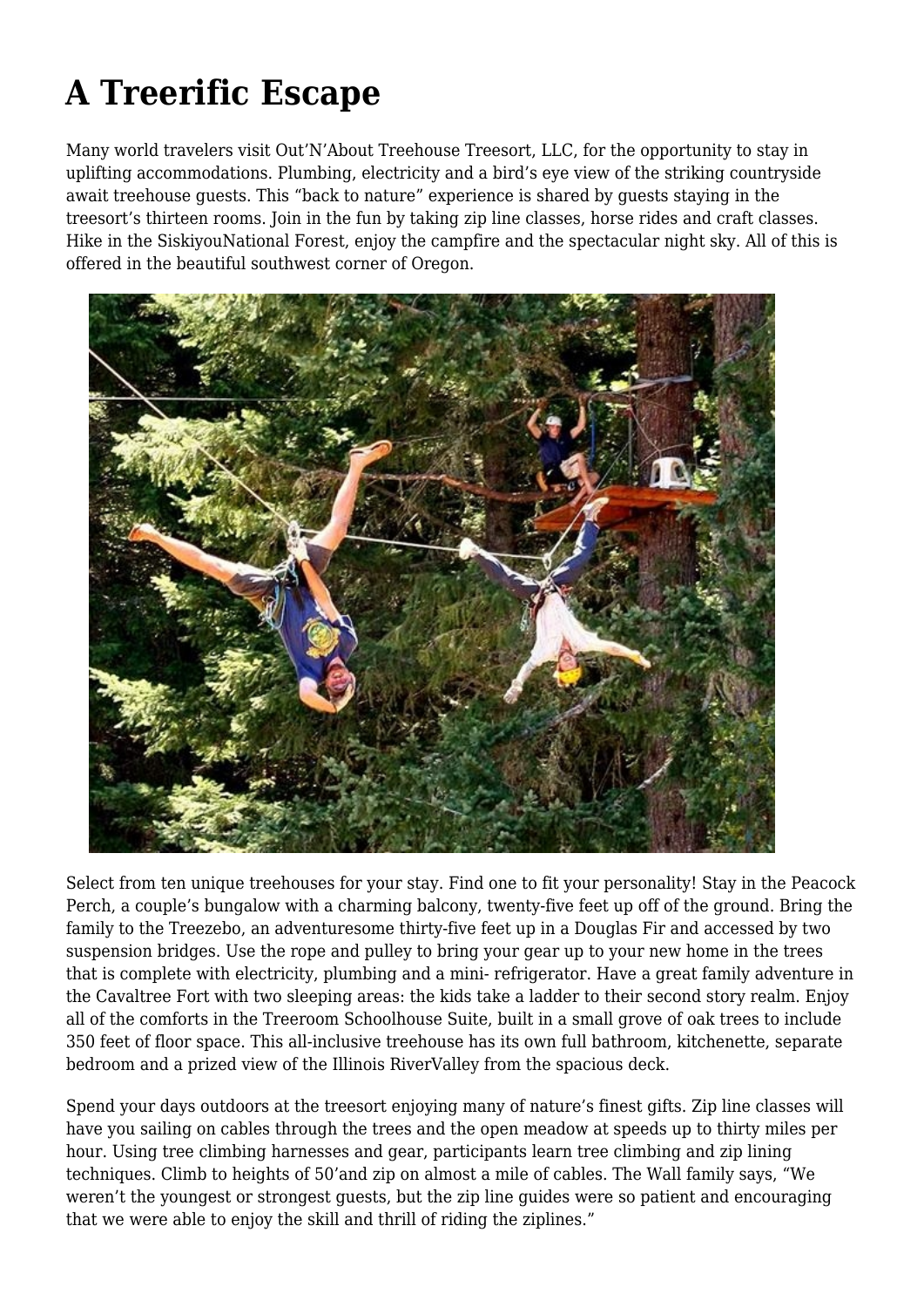# A Treerific Escape

Many world travelers visit Out'N'About Treehouse Treesort, LLC, for the opportunity to stay in uplifting accommodations. Plumbing, electricity and a bird's eye view of the striking countryside await treehouse guests. This "back to nature" experience is shared by guests staying in the treesort's thirteen rooms. Join in the fun by taking zip line classes, horse rides and craft classes. Hike in the SiskiyouNational Forest, enjoy the campfire and the spectacular night sky. All of this is offered in the beautiful southwest corner of Oregon.

Select from ten unique treehouses for your stay. Find one to fit your personality! Stay in the Peacock Perch, a couple's bungalow with a charming balcony, twenty-five feet up off of the ground. Bring the family to the Treezebo, an adventuresome thirty-five feet up in a Douglas Fir and accessed by two suspension bridges. Use the rope and pulley to bring your gear up to your new home in the trees that is complete with electricity, plumbing and a mini- refrigerator. Have a great family adventure in the Cavaltree Fort with two sleeping areas: the kids take a ladder to their second story realm. Enjoy all of the comforts in the Treeroom Schoolhouse Suite, built in a small grove of oak trees to include 350 feet of floor space. This all-inclusive treehouse has its own full bathroom, kitchenette, separate bedroom and a prized view of the Illinois RiverValley from the spacious deck.

Spend your days outdoors at the treesort enjoying many of nature's finest gifts. Zip line classes will have you sailing on cables through the trees and the open meadow at speeds up to thirty miles per hour. Using tree climbing harnesses and gear, participants learn tree climbing and zip lining techniques. Climb to heights of 50'and zip on almost a mile of cables. The Wall family says, "We weren't the youngest or strongest guests, but the zip line guides were so patient and encouraging that we were able to enjoy the skill and thrill of riding the ziplines."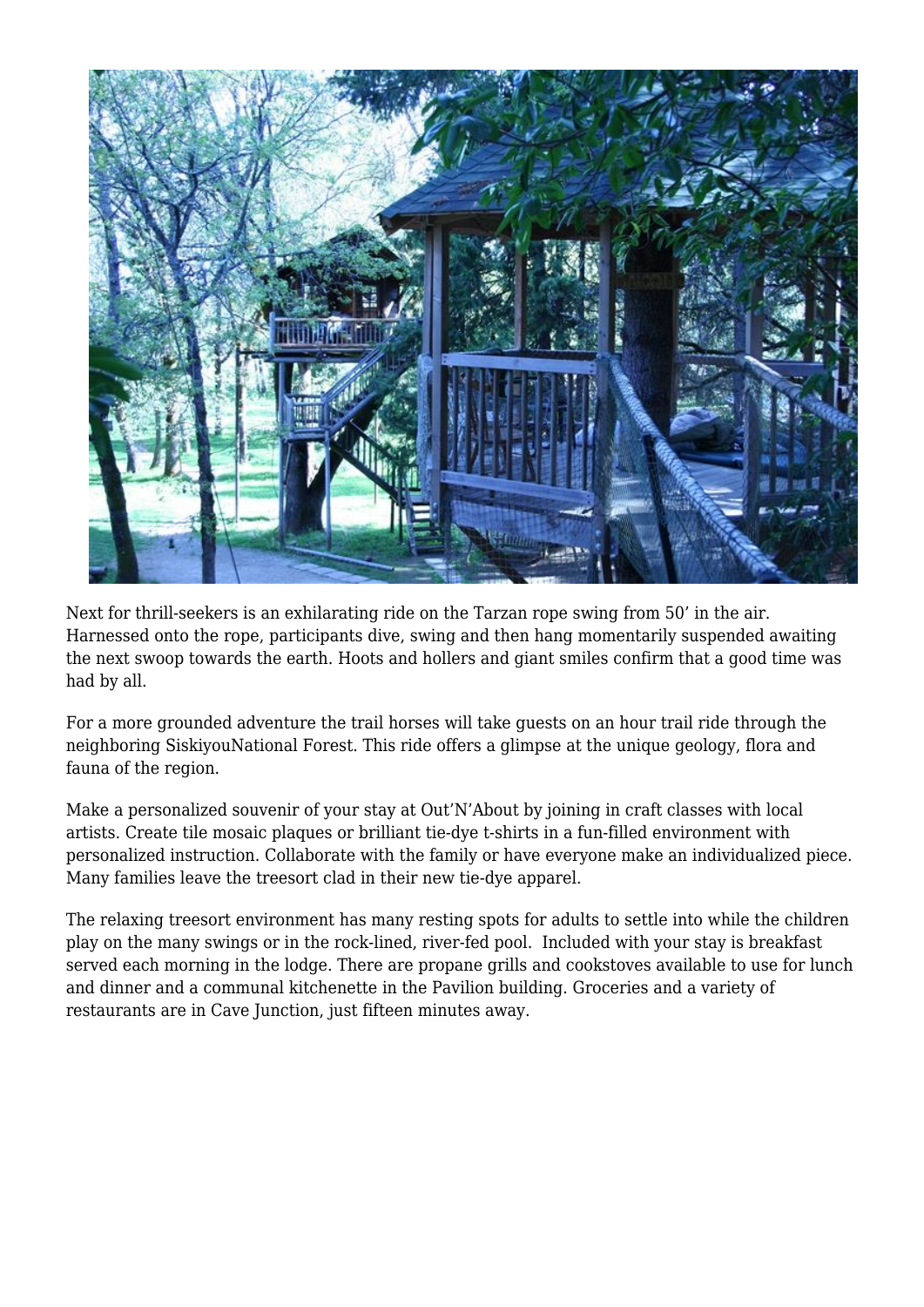Next for thrill-seekers is an exhilarating ride on the Tarzan rope swing from 50’ in the air. Harnessed onto the rope, participants dive, swing and then hang momentarily suspended awaiting the next swoop towards the earth. Hoots and hollers and giant smiles confirm that a good time was had by all.

For a more grounded adventure the trail horses will take guests on an hour trail ride through the neighboring SiskiyouNational Forest. This ride offers a glimpse at the unique geology, flora and fauna of the region.

Make a personalized souvenir of your stay at Out’N’About by joining in craft classes with local artists. Create tile mosaic plaques or brilliant tie-dye t-shirts in a fun-filled environment with personalized instruction. Collaborate with the family or have everyone make an individualized piece. Many families leave the treesort clad in their new tie-dye apparel.

The relaxing treesort environment has many resting spots for adults to settle into while the children play on the many swings or in the rock-lined, river-fed pool.  Included with your stay is breakfast served each morning in the lodge. There are propane grills and cookstoves available to use for lunch and dinner and a communal kitchenette in the Pavilion building. Groceries and a variety of restaurants are in Cave Junction, just fifteen minutes away.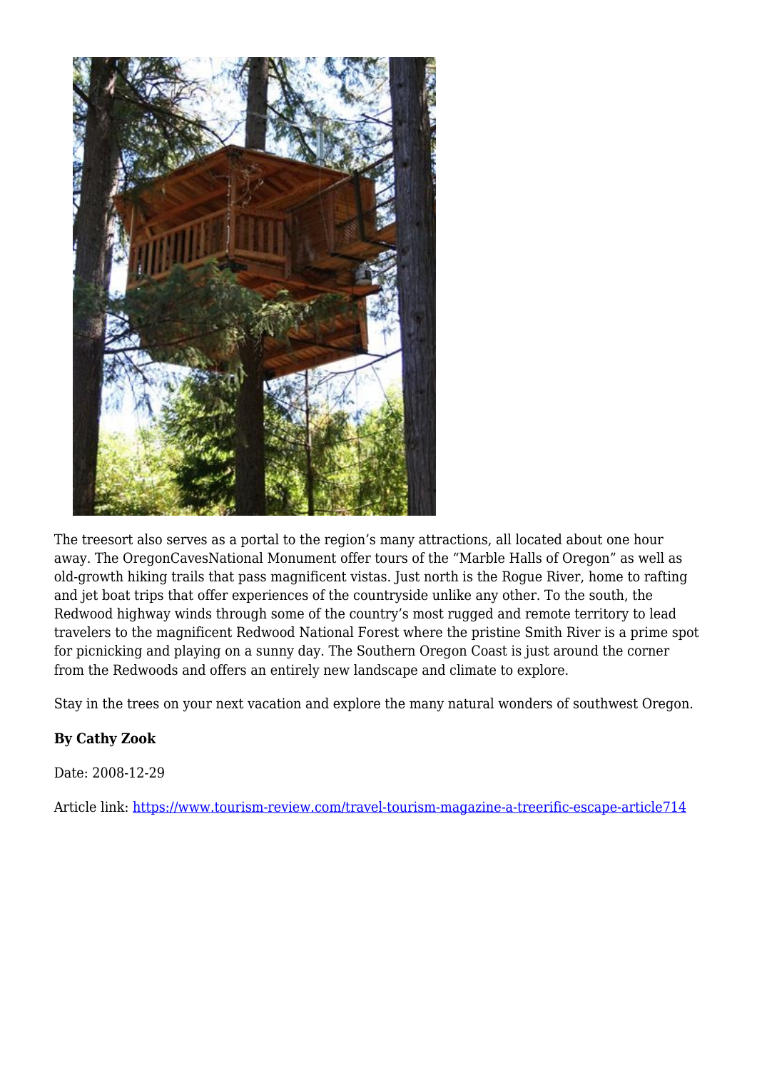The treesort also serves as a portal to the region's many attractions, all located about one hour away. The OregonCavesNational Monument offer tours of the "Marble Halls of Oregon" as well as old-growth hiking trails that pass magnificent vistas. Just north is the Rogue River, home to rafting and jet boat trips that offer experiences of the countryside unlike any other. To the south, the Redwood highway winds through some of the country's most rugged and remote territory to lead travelers to the magnificent Redwood National Forest where the pristine Smith River is a prime spot for picnicking and playing on a sunny day. The Southern Oregon Coast is just around the corner from the Redwoods and offers an entirely new landscape and climate to explore.

Stay in the trees on your next vacation and explore the many natural wonders of southwest Oregon.

**By Cathy Zook**

Date: 2008-12-29

Article link: https://www.tourism-review.com/travel-tourism-magazine-a-treerific-escape-article714